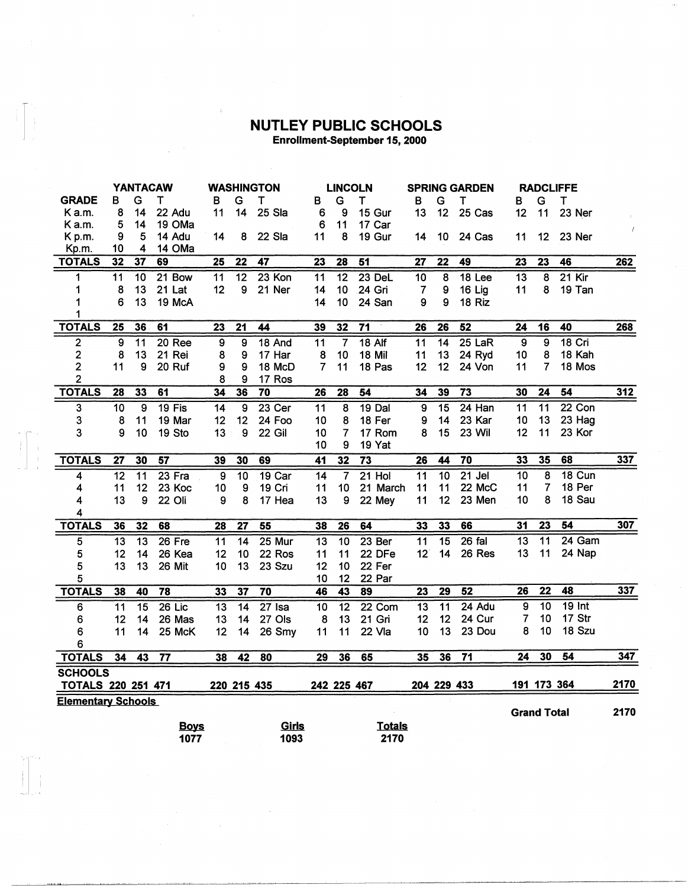# NUTLEY PUBLIC SCHOOLS

**Enrollment-September 15, 2000**

| GRADE | YANTACAW B | G | T | | WASHINGTON B | G | T | | LINCOLN B | G | T | | SPRING GARDEN B | G | T | | RADCLIFFE B | G | T | | |
|---|---|---|---|---|---|---|---|---|---|---|---|---|---|---|---|---|---|---|---|---|---|
| K a.m. | 8 | 14 | 22 | Adu | 11 | 14 | 25 | Sla | 6 | 9 | 15 | Gur | 13 | 12 | 25 | Cas | 12 | 11 | 23 | Ner | |
| K a.m. | 5 | 14 | 19 | OMa | | | | | 6 | 11 | 17 | Car | | | | | | | | | |
| K p.m. | 9 | 5 | 14 | Adu | 14 | 8 | 22 | Sla | 11 | 8 | 19 | Gur | 14 | 10 | 24 | Cas | 11 | 12 | 23 | Ner | |
| Kp.m. | 10 | 4 | 14 | OMa | | | | | | | | | | | | | | | | | |
| **TOTALS** | **32** | **37** | **69** | | **25** | **22** | **47** | | **23** | **28** | **51** | | **27** | **22** | **49** | | **23** | **23** | **46** | | **262** |
| 1 | 11 | 10 | 21 | Bow | 11 | 12 | 23 | Kon | 11 | 12 | 23 | DeL | 10 | 8 | 18 | Lee | 13 | 8 | 21 | Kir | |
| 1 | 8 | 13 | 21 | Lat | 12 | 9 | 21 | Ner | 14 | 10 | 24 | Gri | 7 | 9 | 16 | Lig | 11 | 8 | 19 | Tan | |
| 1 | 6 | 13 | 19 | McA | | | | | 14 | 10 | 24 | San | 9 | 9 | 18 | Riz | | | | | |
| 1 | | | | | | | | | | | | | | | | | | | | | |
| **TOTALS** | **25** | **36** | **61** | | **23** | **21** | **44** | | **39** | **32** | **71** | | **26** | **26** | **52** | | **24** | **16** | **40** | | **268** |
| 2 | 9 | 11 | 20 | Ree | 9 | 9 | 18 | And | 11 | 7 | 18 | Alf | 11 | 14 | 25 | LaR | 9 | 9 | 18 | Cri | |
| 2 | 8 | 13 | 21 | Rei | 8 | 9 | 17 | Har | 8 | 10 | 18 | Mil | 11 | 13 | 24 | Ryd | 10 | 8 | 18 | Kah | |
| 2 | 11 | 9 | 20 | Ruf | 9 | 9 | 18 | McD | 7 | 11 | 18 | Pas | 12 | 12 | 24 | Von | 11 | 7 | 18 | Mos | |
| 2 | | | | | 8 | 9 | 17 | Ros | | | | | | | | | | | | | |
| **TOTALS** | **28** | **33** | **61** | | **34** | **36** | **70** | | **26** | **28** | **54** | | **34** | **39** | **73** | | **30** | **24** | **54** | | **312** |
| 3 | 10 | 9 | 19 | Fis | 14 | 9 | 23 | Cer | 11 | 8 | 19 | Dal | 9 | 15 | 24 | Han | 11 | 11 | 22 | Con | |
| 3 | 8 | 11 | 19 | Mar | 12 | 12 | 24 | Foo | 10 | 8 | 18 | Fer | 9 | 14 | 23 | Kar | 10 | 13 | 23 | Hag | |
| 3 | 9 | 10 | 19 | Sto | 13 | 9 | 22 | Gil | 10 | 7 | 17 | Rom | 8 | 15 | 23 | Wil | 12 | 11 | 23 | Kor | |
| | | | | | | | | | 10 | 9 | 19 | Yat | | | | | | | | | |
| **TOTALS** | **27** | **30** | **57** | | **39** | **30** | **69** | | **41** | **32** | **73** | | **26** | **44** | **70** | | **33** | **35** | **68** | | **337** |
| 4 | 12 | 11 | 23 | Fra | 9 | 10 | 19 | Car | 14 | 7 | 21 | Hol | 11 | 10 | 21 | Jel | 10 | 8 | 18 | Cun | |
| 4 | 11 | 12 | 23 | Koc | 10 | 9 | 19 | Cri | 11 | 10 | 21 | March | 11 | 11 | 22 | McC | 11 | 7 | 18 | Per | |
| 4 | 13 | 9 | 22 | Oli | 9 | 8 | 17 | Hea | 13 | 9 | 22 | Mey | 11 | 12 | 23 | Men | 10 | 8 | 18 | Sau | |
| 4 | | | | | | | | | | | | | | | | | | | | | |
| **TOTALS** | **36** | **32** | **68** | | **28** | **27** | **55** | | **38** | **26** | **64** | | **33** | **33** | **66** | | **31** | **23** | **54** | | **307** |
| 5 | 13 | 13 | 26 | Fre | 11 | 14 | 25 | Mur | 13 | 10 | 23 | Ber | 11 | 15 | 26 | fal | 13 | 11 | 24 | Gam | |
| 5 | 12 | 14 | 26 | Kea | 12 | 10 | 22 | Ros | 11 | 11 | 22 | DFe | 12 | 14 | 26 | Res | 13 | 11 | 24 | Nap | |
| 5 | 13 | 13 | 26 | Mit | 10 | 13 | 23 | Szu | 12 | 10 | 22 | Fer | | | | | | | | | |
| 5 | | | | | | | | | 10 | 12 | 22 | Par | | | | | | | | | |
| **TOTALS** | **38** | **40** | **78** | | **33** | **37** | **70** | | **46** | **43** | **89** | | **23** | **29** | **52** | | **26** | **22** | **48** | | **337** |
| 6 | 11 | 15 | 26 | Lic | 13 | 14 | 27 | Isa | 10 | 12 | 22 | Com | 13 | 11 | 24 | Adu | 9 | 10 | 19 | Int | |
| 6 | 12 | 14 | 26 | Mas | 13 | 14 | 27 | Ols | 8 | 13 | 21 | Gri | 12 | 12 | 24 | Cur | 7 | 10 | 17 | Str | |
| 6 | 11 | 14 | 25 | McK | 12 | 14 | 26 | Smy | 11 | 11 | 22 | Vla | 10 | 13 | 23 | Dou | 8 | 10 | 18 | Szu | |
| 6 | | | | | | | | | | | | | | | | | | | | | |
| **TOTALS** | **34** | **43** | **77** | | **38** | **42** | **80** | | **29** | **36** | **65** | | **35** | **36** | **71** | | **24** | **30** | **54** | | **347** |
| **SCHOOLS TOTALS** | **220** | **251** | **471** | | **220** | **215** | **435** | | **242** | **225** | **467** | | **204** | **229** | **433** | | **191** | **173** | **364** | | **2170** |

**Elementary Schools**

**Grand Total** **2170**

| **Boys** | **Girls** | **Totals** |
|---|---|---|
| **1077** | **1093** | **2170** |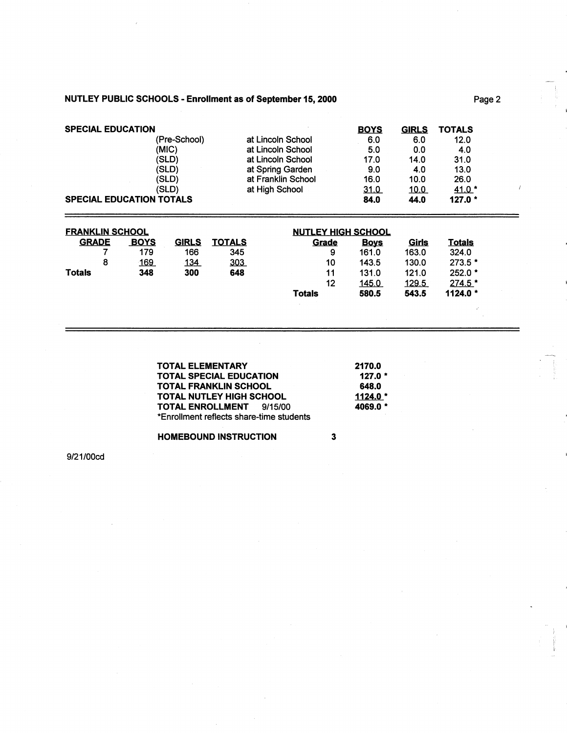**NUTLEY PUBLIC SCHOOLS - Enrollment as of September 15, 2000**

| SPECIAL EDUCATION | | BOYS | GIRLS | TOTALS |
|---|---|---|---|---|
| (Pre-School) | at Lincoln School | 6.0 | 6.0 | 12.0 |
| (MIC) | at Lincoln School | 5.0 | 0.0 | 4.0 |
| (SLD) | at Lincoln School | 17.0 | 14.0 | 31.0 |
| (SLD) | at Spring Garden | 9.0 | 4.0 | 13.0 |
| (SLD) | at Franklin School | 16.0 | 10.0 | 26.0 |
| (SLD) | at High School | 31.0 | 10.0 | 41.0 * |
| **SPECIAL EDUCATION TOTALS** | | **84.0** | **44.0** | **127.0 *** |

**FRANKLIN SCHOOL**

| GRADE | BOYS | GIRLS | TOTALS |
|---|---|---|---|
| 7 | 179 | 166 | 345 |
| 8 | 169 | 134 | 303 |
| **Totals** | **348** | **300** | **648** |

**NUTLEY HIGH SCHOOL**

| Grade | Boys | Girls | Totals |
|---|---|---|---|
| 9 | 161.0 | 163.0 | 324.0 |
| 10 | 143.5 | 130.0 | 273.5 * |
| 11 | 131.0 | 121.0 | 252.0 * |
| 12 | 145.0 | 129.5 | 274.5 * |
| **Totals** | **580.5** | **543.5** | **1124.0 *** |

| | |
|---|---|
| **TOTAL ELEMENTARY** | **2170.0** |
| **TOTAL SPECIAL EDUCATION** | **127.0 *** |
| **TOTAL FRANKLIN SCHOOL** | **648.0** |
| **TOTAL NUTLEY HIGH SCHOOL** | **1124.0 *** |
| **TOTAL ENROLLMENT** 9/15/00 | **4069.0 *** |

*Enrollment reflects share-time students

**HOMEBOUND INSTRUCTION** **3**

9/21/00cd